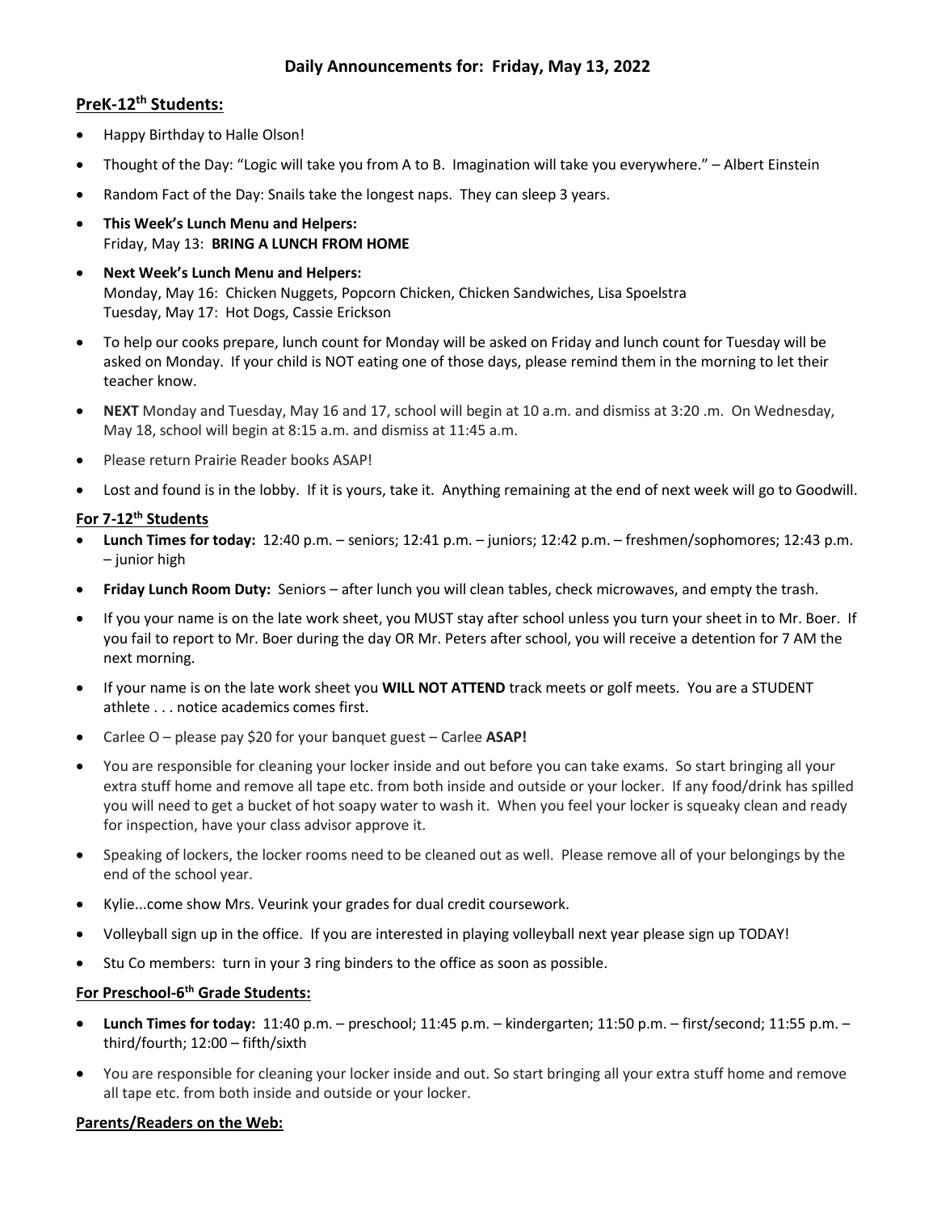# Daily Announcements for: Friday, May 13, 2022

## PreK-12th Students:

- Happy Birthday to Halle Olson!
- Thought of the Day: "Logic will take you from A to B. Imagination will take you everywhere." – Albert Einstein
- Random Fact of the Day: Snails take the longest naps. They can sleep 3 years.
- **This Week's Lunch Menu and Helpers:**
  Friday, May 13: **BRING A LUNCH FROM HOME**
- **Next Week's Lunch Menu and Helpers:**
  Monday, May 16: Chicken Nuggets, Popcorn Chicken, Chicken Sandwiches, Lisa Spoelstra
  Tuesday, May 17: Hot Dogs, Cassie Erickson
- To help our cooks prepare, lunch count for Monday will be asked on Friday and lunch count for Tuesday will be asked on Monday. If your child is NOT eating one of those days, please remind them in the morning to let their teacher know.
- **NEXT** Monday and Tuesday, May 16 and 17, school will begin at 10 a.m. and dismiss at 3:20 .m. On Wednesday, May 18, school will begin at 8:15 a.m. and dismiss at 11:45 a.m.
- Please return Prairie Reader books ASAP!
- Lost and found is in the lobby. If it is yours, take it. Anything remaining at the end of next week will go to Goodwill.

## For 7-12th Students

- **Lunch Times for today:** 12:40 p.m. – seniors; 12:41 p.m. – juniors; 12:42 p.m. – freshmen/sophomores; 12:43 p.m. – junior high
- **Friday Lunch Room Duty:** Seniors – after lunch you will clean tables, check microwaves, and empty the trash.
- If you your name is on the late work sheet, you MUST stay after school unless you turn your sheet in to Mr. Boer. If you fail to report to Mr. Boer during the day OR Mr. Peters after school, you will receive a detention for 7 AM the next morning.
- If your name is on the late work sheet you **WILL NOT ATTEND** track meets or golf meets. You are a STUDENT athlete . . . notice academics comes first.
- Carlee O – please pay $20 for your banquet guest – Carlee **ASAP!**
- You are responsible for cleaning your locker inside and out before you can take exams. So start bringing all your extra stuff home and remove all tape etc. from both inside and outside or your locker. If any food/drink has spilled you will need to get a bucket of hot soapy water to wash it. When you feel your locker is squeaky clean and ready for inspection, have your class advisor approve it.
- Speaking of lockers, the locker rooms need to be cleaned out as well. Please remove all of your belongings by the end of the school year.
- Kylie...come show Mrs. Veurink your grades for dual credit coursework.
- Volleyball sign up in the office. If you are interested in playing volleyball next year please sign up TODAY!
- Stu Co members: turn in your 3 ring binders to the office as soon as possible.

## For Preschool-6th Grade Students:

- **Lunch Times for today:** 11:40 p.m. – preschool; 11:45 p.m. – kindergarten; 11:50 p.m. – first/second; 11:55 p.m. – third/fourth; 12:00 – fifth/sixth
- You are responsible for cleaning your locker inside and out. So start bringing all your extra stuff home and remove all tape etc. from both inside and outside or your locker.

## Parents/Readers on the Web: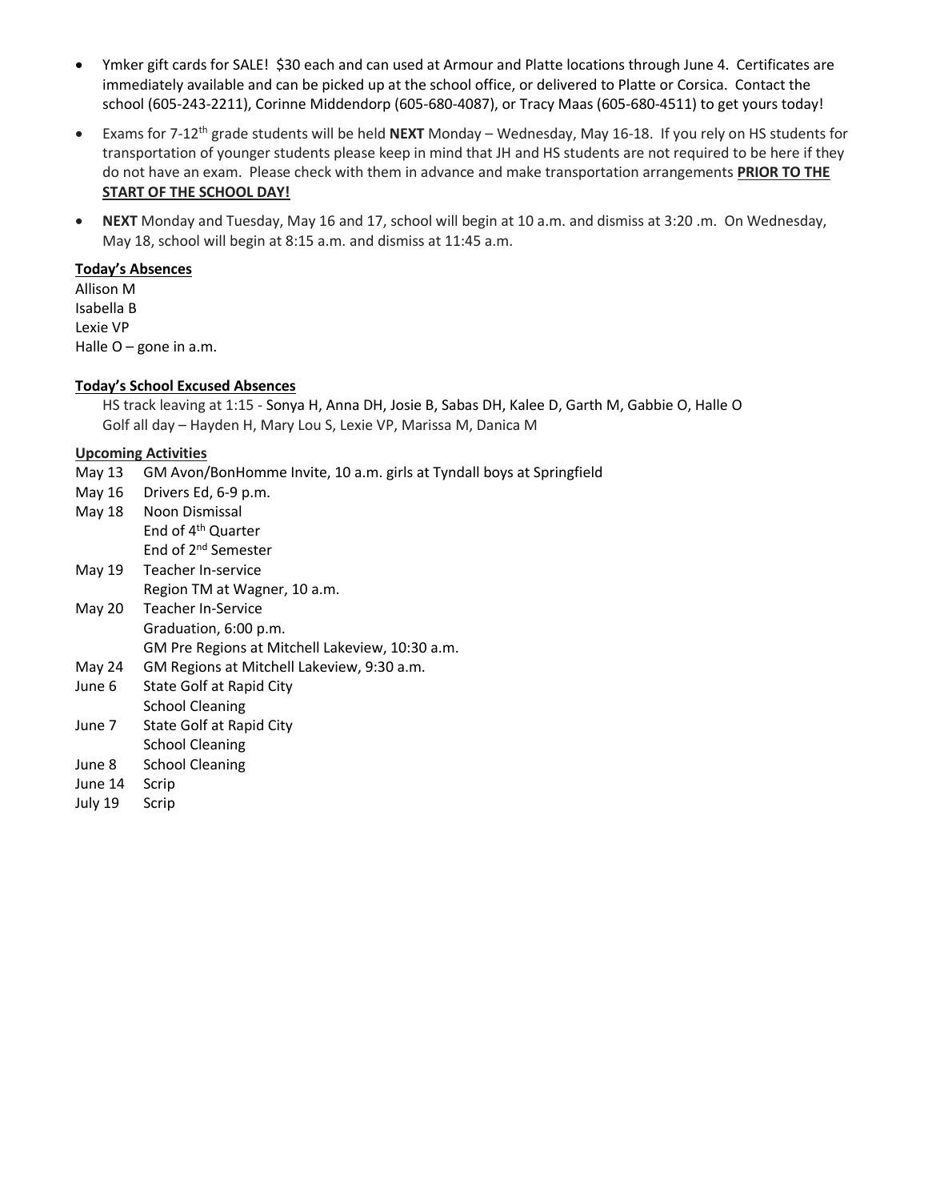- Ymker gift cards for SALE! $30 each and can used at Armour and Platte locations through June 4. Certificates are immediately available and can be picked up at the school office, or delivered to Platte or Corsica. Contact the school (605-243-2211), Corinne Middendorp (605-680-4087), or Tracy Maas (605-680-4511) to get yours today!
- Exams for 7-12th grade students will be held **NEXT** Monday – Wednesday, May 16-18. If you rely on HS students for transportation of younger students please keep in mind that JH and HS students are not required to be here if they do not have an exam. Please check with them in advance and make transportation arrangements **PRIOR TO THE START OF THE SCHOOL DAY!**
- **NEXT** Monday and Tuesday, May 16 and 17, school will begin at 10 a.m. and dismiss at 3:20 .m. On Wednesday, May 18, school will begin at 8:15 a.m. and dismiss at 11:45 a.m.

**Today's Absences**

Allison M
Isabella B
Lexie VP
Halle O – gone in a.m.

**Today's School Excused Absences**

HS track leaving at 1:15 - Sonya H, Anna DH, Josie B, Sabas DH, Kalee D, Garth M, Gabbie O, Halle O
Golf all day – Hayden H, Mary Lou S, Lexie VP, Marissa M, Danica M

**Upcoming Activities**

| | |
|---|---|
| May 13 | GM Avon/BonHomme Invite, 10 a.m. girls at Tyndall boys at Springfield |
| May 16 | Drivers Ed, 6-9 p.m. |
| May 18 | Noon Dismissal |
| | End of 4th Quarter |
| | End of 2nd Semester |
| May 19 | Teacher In-service |
| | Region TM at Wagner, 10 a.m. |
| May 20 | Teacher In-Service |
| | Graduation, 6:00 p.m. |
| | GM Pre Regions at Mitchell Lakeview, 10:30 a.m. |
| May 24 | GM Regions at Mitchell Lakeview, 9:30 a.m. |
| June 6 | State Golf at Rapid City |
| | School Cleaning |
| June 7 | State Golf at Rapid City |
| | School Cleaning |
| June 8 | School Cleaning |
| June 14 | Scrip |
| July 19 | Scrip |